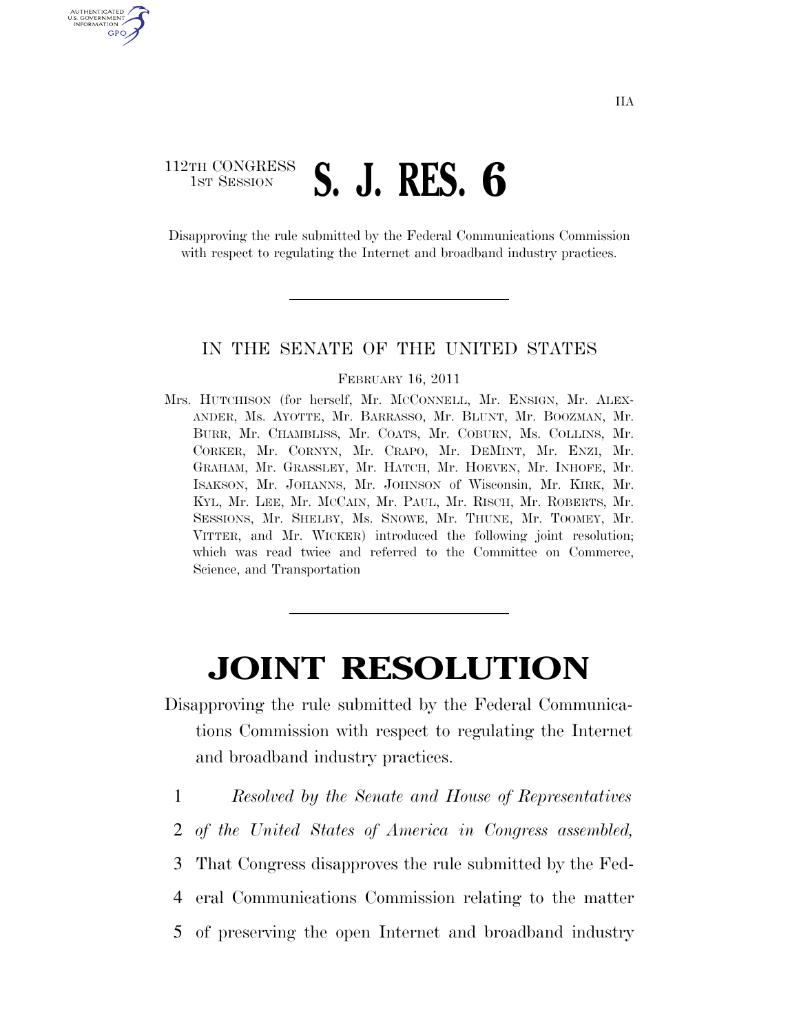IIA

112TH CONGRESS
1ST SESSION

# S. J. RES. 6

Disapproving the rule submitted by the Federal Communications Commission with respect to regulating the Internet and broadband industry practices.

---

IN THE SENATE OF THE UNITED STATES

FEBRUARY 16, 2011

Mrs. HUTCHISON (for herself, Mr. MCCONNELL, Mr. ENSIGN, Mr. ALEXANDER, Ms. AYOTTE, Mr. BARRASSO, Mr. BLUNT, Mr. BOOZMAN, Mr. BURR, Mr. CHAMBLISS, Mr. COATS, Mr. COBURN, Ms. COLLINS, Mr. CORKER, Mr. CORNYN, Mr. CRAPO, Mr. DEMINT, Mr. ENZI, Mr. GRAHAM, Mr. GRASSLEY, Mr. HATCH, Mr. HOEVEN, Mr. INHOFE, Mr. ISAKSON, Mr. JOHANNS, Mr. JOHNSON of Wisconsin, Mr. KIRK, Mr. KYL, Mr. LEE, Mr. MCCAIN, Mr. PAUL, Mr. RISCH, Mr. ROBERTS, Mr. SESSIONS, Mr. SHELBY, Ms. SNOWE, Mr. THUNE, Mr. TOOMEY, Mr. VITTER, and Mr. WICKER) introduced the following joint resolution; which was read twice and referred to the Committee on Commerce, Science, and Transportation

---

# JOINT RESOLUTION

Disapproving the rule submitted by the Federal Communications Commission with respect to regulating the Internet and broadband industry practices.

1 *Resolved by the Senate and House of Representatives*
2 *of the United States of America in Congress assembled,*
3 That Congress disapproves the rule submitted by the Fed-
4 eral Communications Commission relating to the matter
5 of preserving the open Internet and broadband industry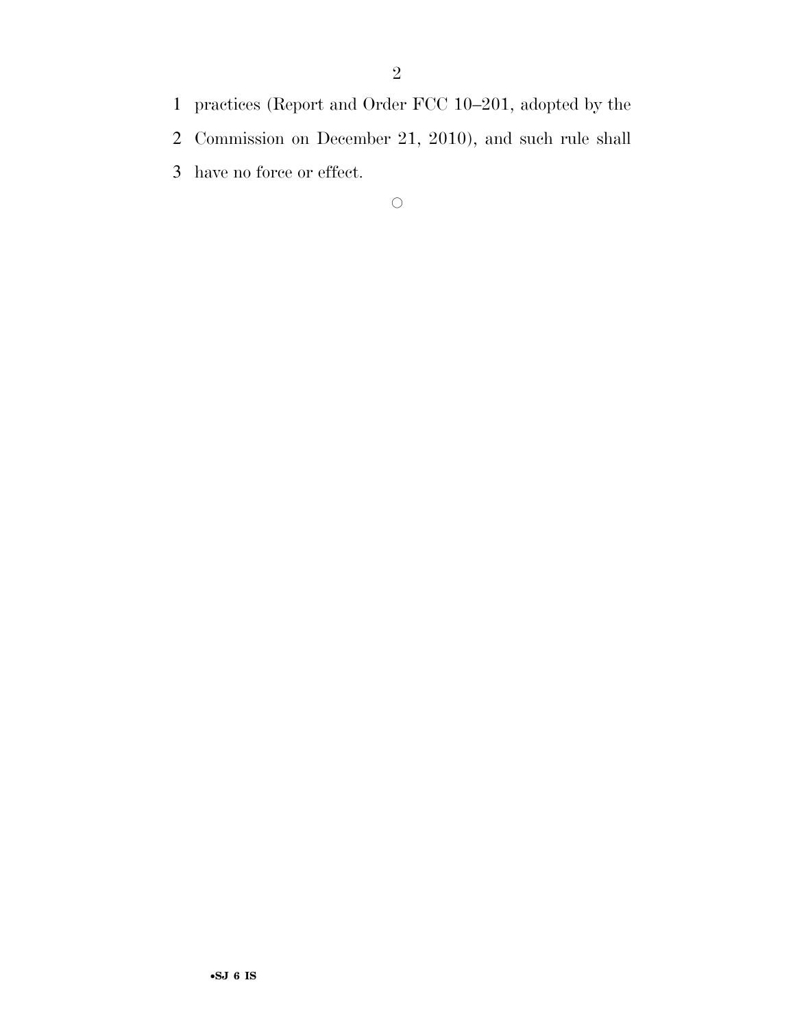practices (Report and Order FCC 10–201, adopted by the Commission on December 21, 2010), and such rule shall have no force or effect.